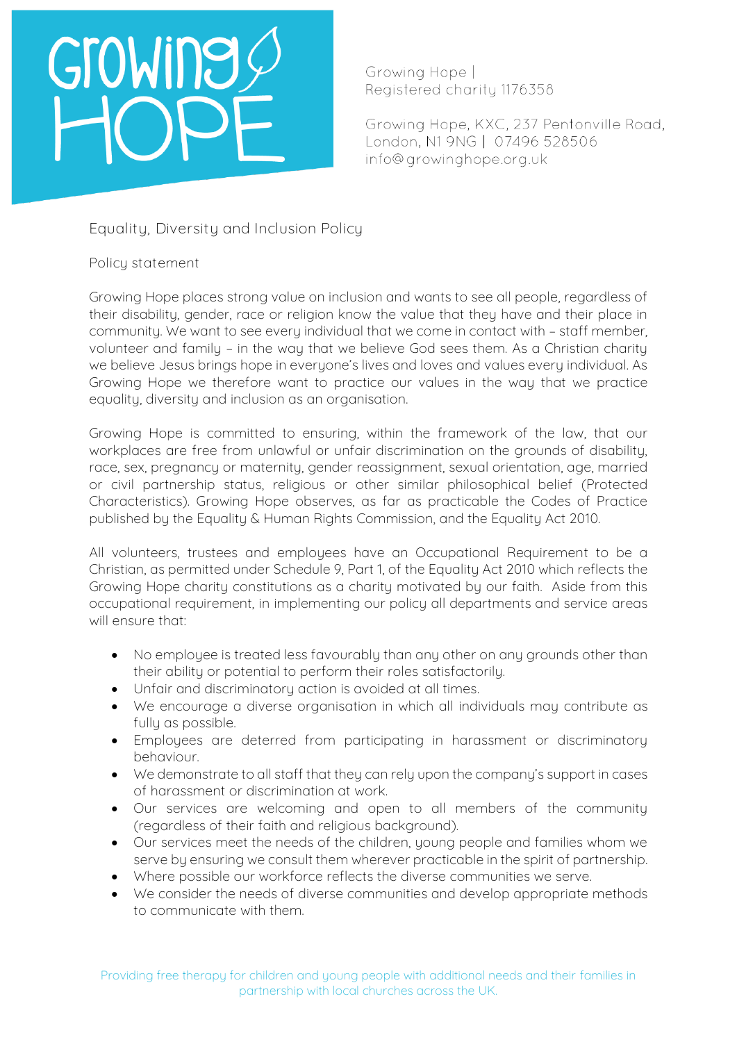Growing Hope |
Registered charity 1176358

Growing Hope, KXC, 237 Pentonville Road, London, N1 9NG | 07496 528506
info@growinghope.org.uk

# Equality, Diversity and Inclusion Policy

## Policy statement

Growing Hope places strong value on inclusion and wants to see all people, regardless of their disability, gender, race or religion know the value that they have and their place in community. We want to see every individual that we come in contact with – staff member, volunteer and family – in the way that we believe God sees them. As a Christian charity we believe Jesus brings hope in everyone's lives and loves and values every individual. As Growing Hope we therefore want to practice our values in the way that we practice equality, diversity and inclusion as an organisation.

Growing Hope is committed to ensuring, within the framework of the law, that our workplaces are free from unlawful or unfair discrimination on the grounds of disability, race, sex, pregnancy or maternity, gender reassignment, sexual orientation, age, married or civil partnership status, religious or other similar philosophical belief (Protected Characteristics). Growing Hope observes, as far as practicable the Codes of Practice published by the Equality & Human Rights Commission, and the Equality Act 2010.

All volunteers, trustees and employees have an Occupational Requirement to be a Christian, as permitted under Schedule 9, Part 1, of the Equality Act 2010 which reflects the Growing Hope charity constitutions as a charity motivated by our faith. Aside from this occupational requirement, in implementing our policy all departments and service areas will ensure that:

- No employee is treated less favourably than any other on any grounds other than their ability or potential to perform their roles satisfactorily.
- Unfair and discriminatory action is avoided at all times.
- We encourage a diverse organisation in which all individuals may contribute as fully as possible.
- Employees are deterred from participating in harassment or discriminatory behaviour.
- We demonstrate to all staff that they can rely upon the company's support in cases of harassment or discrimination at work.
- Our services are welcoming and open to all members of the community (regardless of their faith and religious background).
- Our services meet the needs of the children, young people and families whom we serve by ensuring we consult them wherever practicable in the spirit of partnership.
- Where possible our workforce reflects the diverse communities we serve.
- We consider the needs of diverse communities and develop appropriate methods to communicate with them.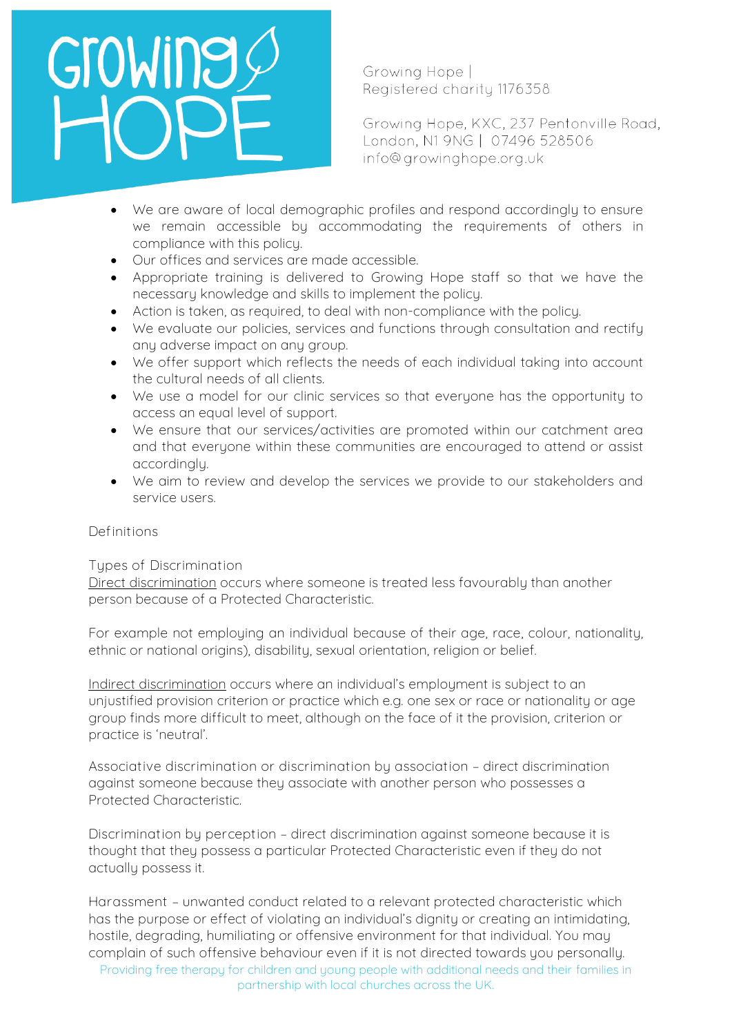- We are aware of local demographic profiles and respond accordingly to ensure we remain accessible by accommodating the requirements of others in compliance with this policy.
- Our offices and services are made accessible.
- Appropriate training is delivered to Growing Hope staff so that we have the necessary knowledge and skills to implement the policy.
- Action is taken, as required, to deal with non-compliance with the policy.
- We evaluate our policies, services and functions through consultation and rectify any adverse impact on any group.
- We offer support which reflects the needs of each individual taking into account the cultural needs of all clients.
- We use a model for our clinic services so that everyone has the opportunity to access an equal level of support.
- We ensure that our services/activities are promoted within our catchment area and that everyone within these communities are encouraged to attend or assist accordingly.
- We aim to review and develop the services we provide to our stakeholders and service users.

## Definitions

### Types of Discrimination

Direct discrimination occurs where someone is treated less favourably than another person because of a Protected Characteristic.

For example not employing an individual because of their age, race, colour, nationality, ethnic or national origins), disability, sexual orientation, religion or belief.

Indirect discrimination occurs where an individual's employment is subject to an unjustified provision criterion or practice which e.g. one sex or race or nationality or age group finds more difficult to meet, although on the face of it the provision, criterion or practice is 'neutral'.

Associative discrimination or discrimination by association – direct discrimination against someone because they associate with another person who possesses a Protected Characteristic.

Discrimination by perception – direct discrimination against someone because it is thought that they possess a particular Protected Characteristic even if they do not actually possess it.

Harassment – unwanted conduct related to a relevant protected characteristic which has the purpose or effect of violating an individual's dignity or creating an intimidating, hostile, degrading, humiliating or offensive environment for that individual. You may complain of such offensive behaviour even if it is not directed towards you personally.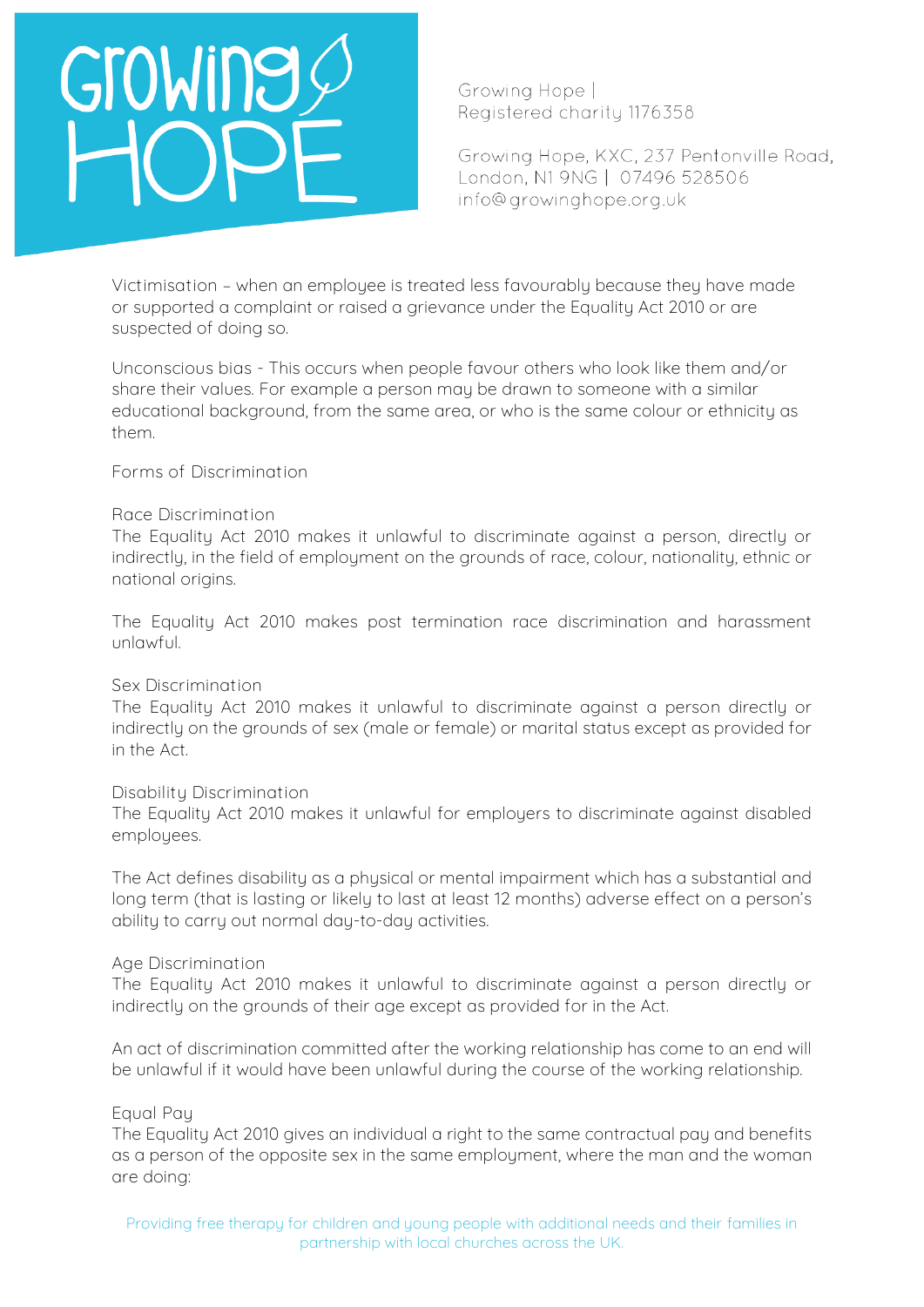Victimisation – when an employee is treated less favourably because they have made or supported a complaint or raised a grievance under the Equality Act 2010 or are suspected of doing so.

Unconscious bias - This occurs when people favour others who look like them and/or share their values. For example a person may be drawn to someone with a similar educational background, from the same area, or who is the same colour or ethnicity as them.

## Forms of Discrimination

### Race Discrimination

The Equality Act 2010 makes it unlawful to discriminate against a person, directly or indirectly, in the field of employment on the grounds of race, colour, nationality, ethnic or national origins.

The Equality Act 2010 makes post termination race discrimination and harassment unlawful.

### Sex Discrimination

The Equality Act 2010 makes it unlawful to discriminate against a person directly or indirectly on the grounds of sex (male or female) or marital status except as provided for in the Act.

### Disability Discrimination

The Equality Act 2010 makes it unlawful for employers to discriminate against disabled employees.

The Act defines disability as a physical or mental impairment which has a substantial and long term (that is lasting or likely to last at least 12 months) adverse effect on a person's ability to carry out normal day-to-day activities.

### Age Discrimination

The Equality Act 2010 makes it unlawful to discriminate against a person directly or indirectly on the grounds of their age except as provided for in the Act.

An act of discrimination committed after the working relationship has come to an end will be unlawful if it would have been unlawful during the course of the working relationship.

### Equal Pay

The Equality Act 2010 gives an individual a right to the same contractual pay and benefits as a person of the opposite sex in the same employment, where the man and the woman are doing: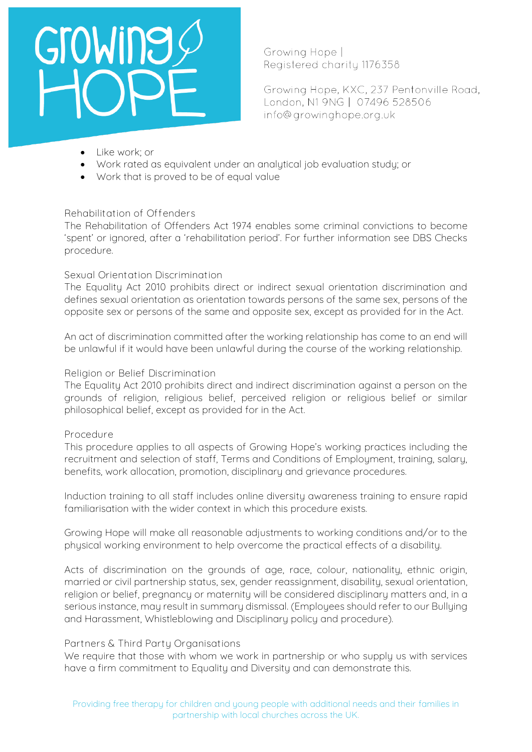- Like work; or
- Work rated as equivalent under an analytical job evaluation study; or
- Work that is proved to be of equal value

## Rehabilitation of Offenders

The Rehabilitation of Offenders Act 1974 enables some criminal convictions to become 'spent' or ignored, after a 'rehabilitation period'. For further information see DBS Checks procedure.

## Sexual Orientation Discrimination

The Equality Act 2010 prohibits direct or indirect sexual orientation discrimination and defines sexual orientation as orientation towards persons of the same sex, persons of the opposite sex or persons of the same and opposite sex, except as provided for in the Act.

An act of discrimination committed after the working relationship has come to an end will be unlawful if it would have been unlawful during the course of the working relationship.

## Religion or Belief Discrimination

The Equality Act 2010 prohibits direct and indirect discrimination against a person on the grounds of religion, religious belief, perceived religion or religious belief or similar philosophical belief, except as provided for in the Act.

## Procedure

This procedure applies to all aspects of Growing Hope's working practices including the recruitment and selection of staff, Terms and Conditions of Employment, training, salary, benefits, work allocation, promotion, disciplinary and grievance procedures.

Induction training to all staff includes online diversity awareness training to ensure rapid familiarisation with the wider context in which this procedure exists.

Growing Hope will make all reasonable adjustments to working conditions and/or to the physical working environment to help overcome the practical effects of a disability.

Acts of discrimination on the grounds of age, race, colour, nationality, ethnic origin, married or civil partnership status, sex, gender reassignment, disability, sexual orientation, religion or belief, pregnancy or maternity will be considered disciplinary matters and, in a serious instance, may result in summary dismissal. (Employees should refer to our Bullying and Harassment, Whistleblowing and Disciplinary policy and procedure).

## Partners & Third Party Organisations

We require that those with whom we work in partnership or who supply us with services have a firm commitment to Equality and Diversity and can demonstrate this.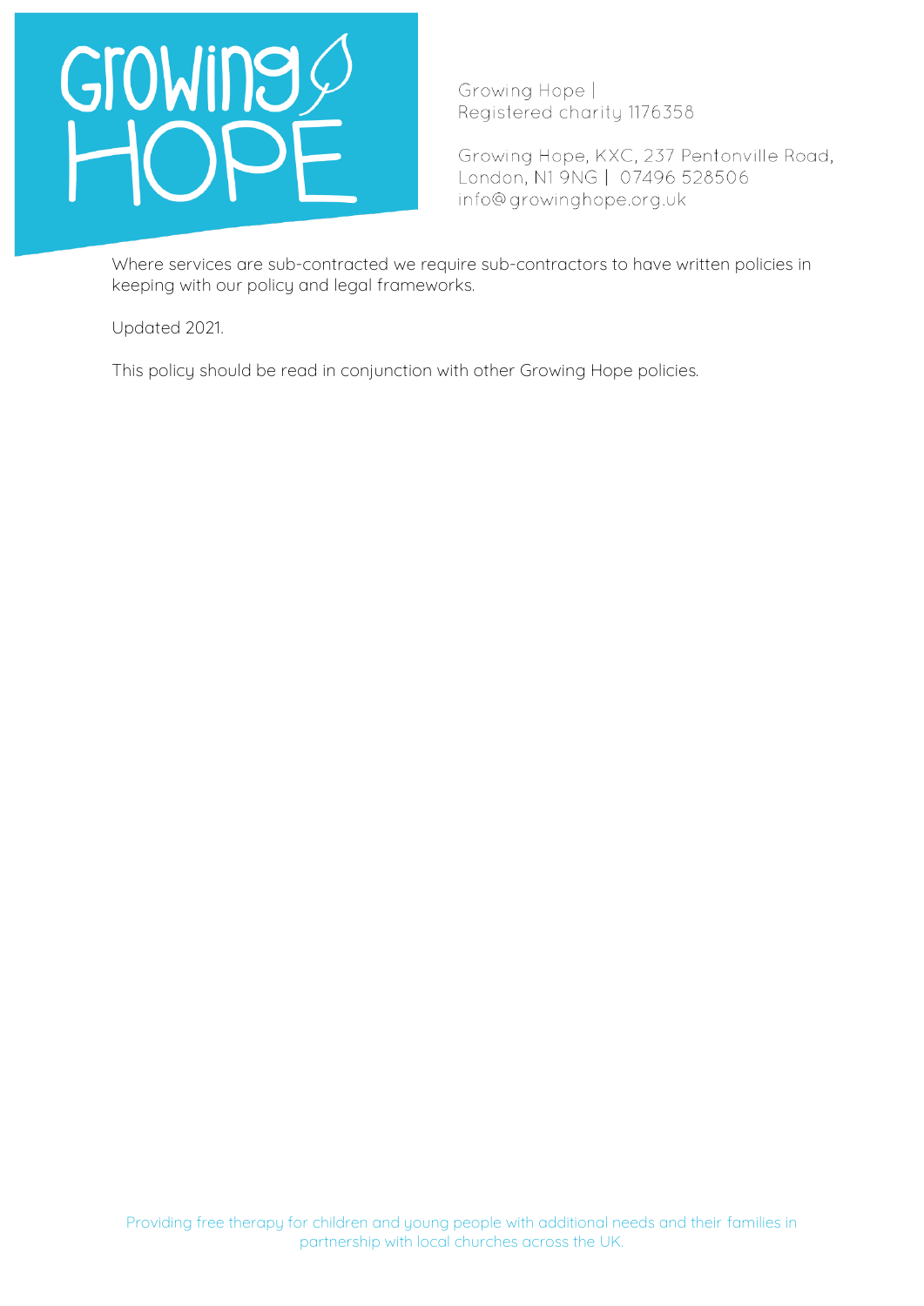Where services are sub-contracted we require sub-contractors to have written policies in keeping with our policy and legal frameworks.

Updated 2021.

This policy should be read in conjunction with other Growing Hope policies.